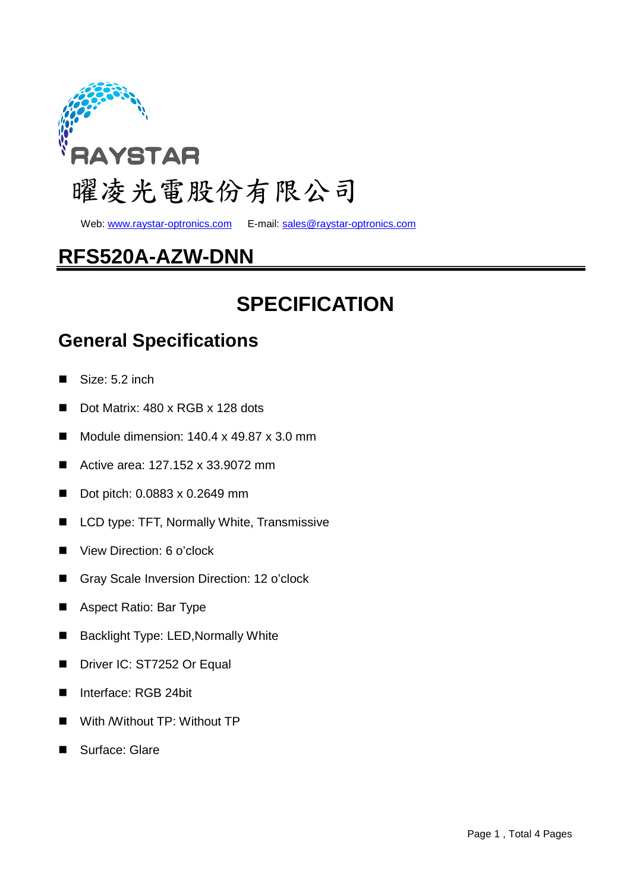RAYSTAR

曜凌光電股份有限公司

Web: www.raystar-optronics.com E-mail: sales@raystar-optronics.com

# RFS520A-AZW-DNN

# SPECIFICATION

## General Specifications

- Size: 5.2 inch
- Dot Matrix: 480 x RGB x 128 dots
- Module dimension: 140.4 x 49.87 x 3.0 mm
- Active area: 127.152 x 33.9072 mm
- Dot pitch: 0.0883 x 0.2649 mm
- LCD type: TFT, Normally White, Transmissive
- View Direction: 6 o'clock
- Gray Scale Inversion Direction: 12 o'clock
- Aspect Ratio: Bar Type
- Backlight Type: LED,Normally White
- Driver IC: ST7252 Or Equal
- Interface: RGB 24bit
- With /Without TP: Without TP
- Surface: Glare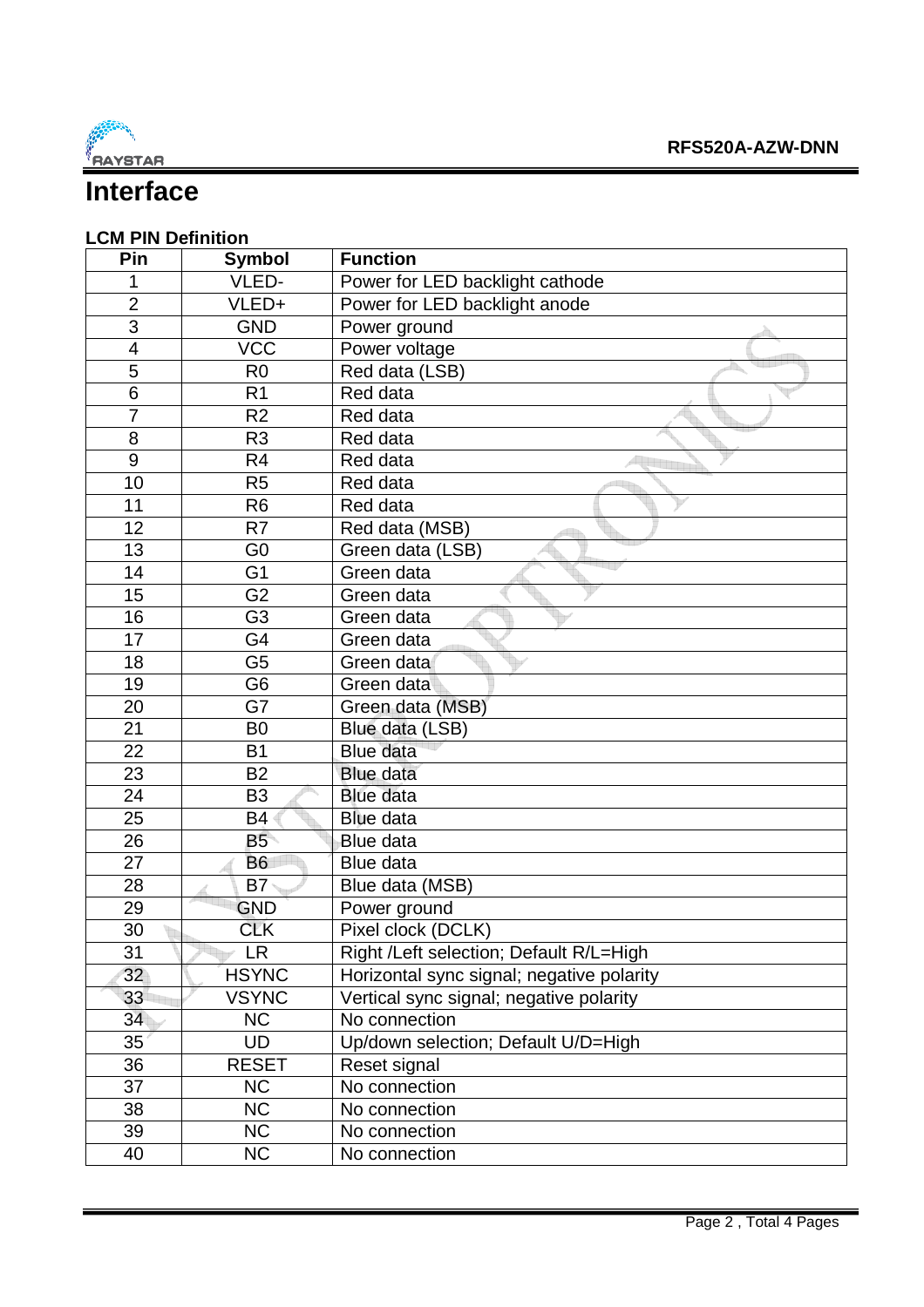# Interface

### LCM PIN Definition

| Pin | Symbol | Function |
|---|---|---|
| 1 | VLED- | Power for LED backlight cathode |
| 2 | VLED+ | Power for LED backlight anode |
| 3 | GND | Power ground |
| 4 | VCC | Power voltage |
| 5 | R0 | Red data (LSB) |
| 6 | R1 | Red data |
| 7 | R2 | Red data |
| 8 | R3 | Red data |
| 9 | R4 | Red data |
| 10 | R5 | Red data |
| 11 | R6 | Red data |
| 12 | R7 | Red data (MSB) |
| 13 | G0 | Green data (LSB) |
| 14 | G1 | Green data |
| 15 | G2 | Green data |
| 16 | G3 | Green data |
| 17 | G4 | Green data |
| 18 | G5 | Green data |
| 19 | G6 | Green data |
| 20 | G7 | Green data (MSB) |
| 21 | B0 | Blue data (LSB) |
| 22 | B1 | Blue data |
| 23 | B2 | Blue data |
| 24 | B3 | Blue data |
| 25 | B4 | Blue data |
| 26 | B5 | Blue data |
| 27 | B6 | Blue data |
| 28 | B7 | Blue data (MSB) |
| 29 | GND | Power ground |
| 30 | CLK | Pixel clock (DCLK) |
| 31 | LR | Right /Left selection; Default R/L=High |
| 32 | HSYNC | Horizontal sync signal; negative polarity |
| 33 | VSYNC | Vertical sync signal; negative polarity |
| 34 | NC | No connection |
| 35 | UD | Up/down selection; Default U/D=High |
| 36 | RESET | Reset signal |
| 37 | NC | No connection |
| 38 | NC | No connection |
| 39 | NC | No connection |
| 40 | NC | No connection |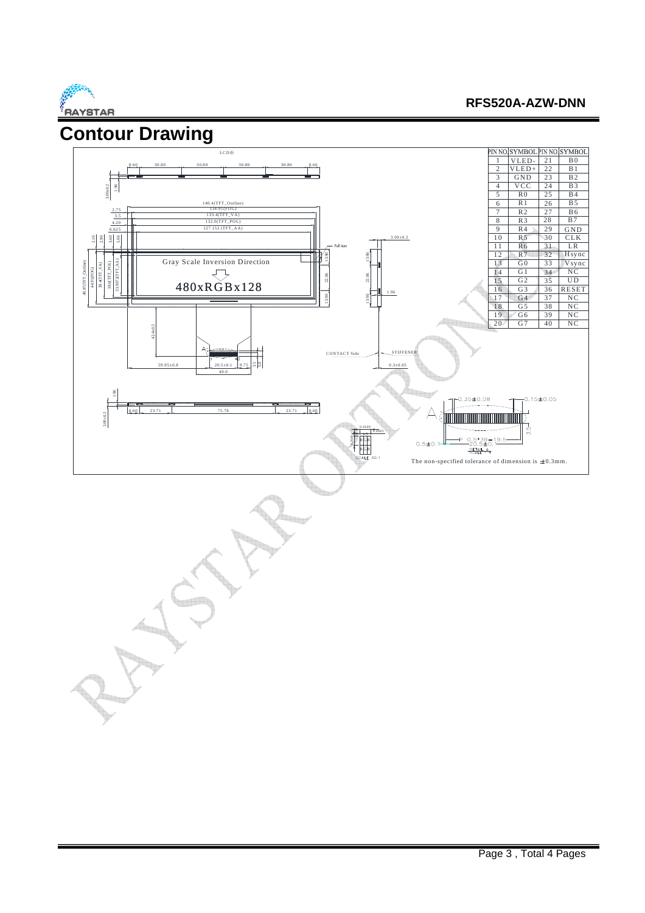# Contour Drawing

| PIN NO. | SYMBOL | PIN NO. | SYMBOL |
|---|---|---|---|
| 1 | VLED- | 21 | B0 |
| 2 | VLED+ | 22 | B1 |
| 3 | GND | 23 | B2 |
| 4 | VCC | 24 | B3 |
| 5 | R0 | 25 | B4 |
| 6 | R1 | 26 | B5 |
| 7 | R2 | 27 | B6 |
| 8 | R3 | 28 | B7 |
| 9 | R4 | 29 | GND |
| 10 | R5 | 30 | CLK |
| 11 | R6 | 31 | LR |
| 12 | R7 | 32 | Hsync |
| 13 | G0 | 33 | Vsync |
| 14 | G1 | 34 | NC |
| 15 | G2 | 35 | UD |
| 16 | G3 | 36 | RESET |
| 17 | G4 | 37 | NC |
| 18 | G5 | 38 | NC |
| 19 | G6 | 39 | NC |
| 20 | G7 | 40 | NC |

Gray Scale Inversion Direction

480xRGBx128

The non-specified tolerance of dimension is ±0.3mm.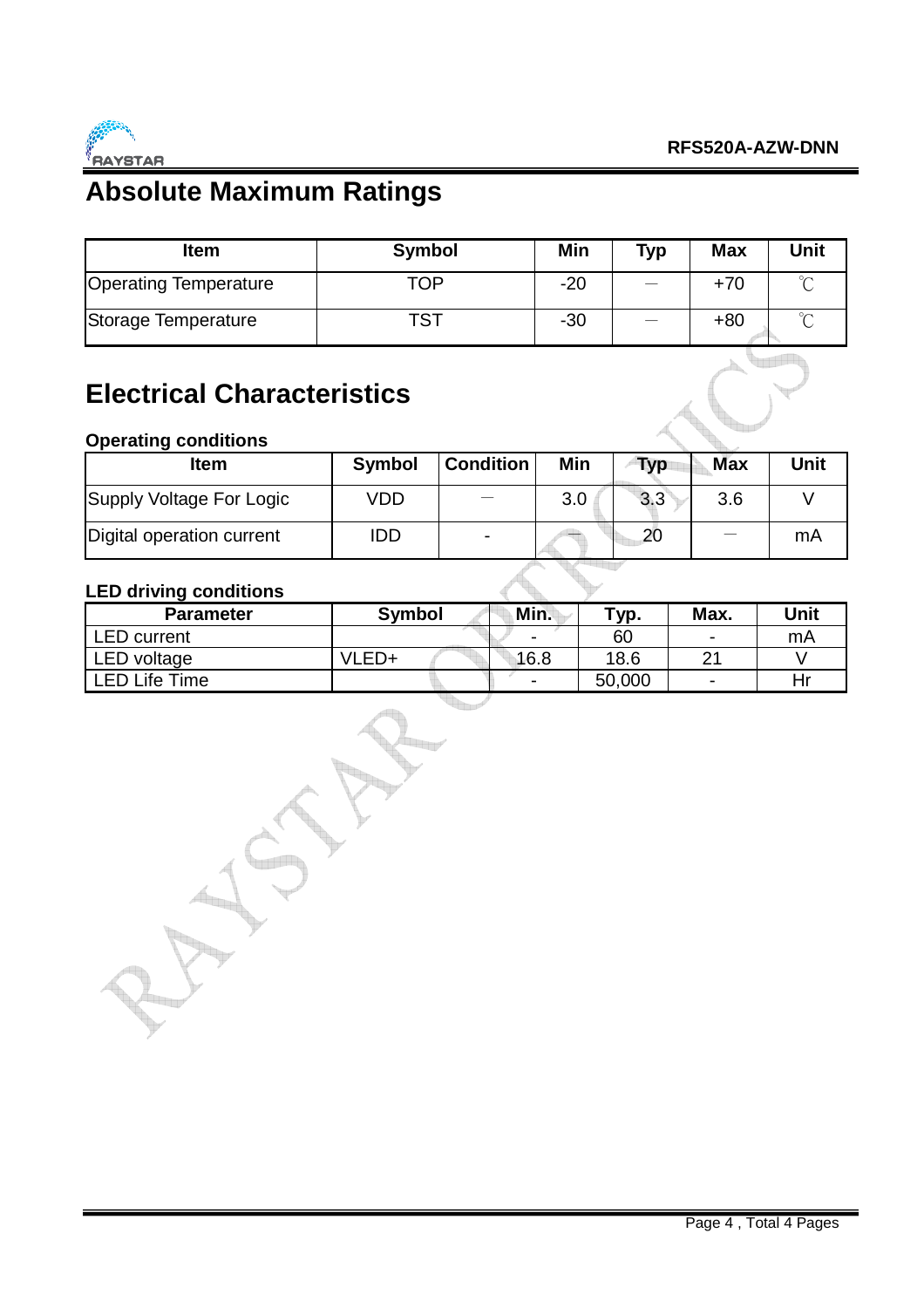# Absolute Maximum Ratings

| Item | Symbol | Min | Typ | Max | Unit |
|---|---|---|---|---|---|
| Operating Temperature | TOP | -20 | — | +70 | ℃ |
| Storage Temperature | TST | -30 | — | +80 | ℃ |

# Electrical Characteristics

**Operating conditions**

| Item | Symbol | Condition | Min | Typ | Max | Unit |
|---|---|---|---|---|---|---|
| Supply Voltage For Logic | VDD | — | 3.0 | 3.3 | 3.6 | V |
| Digital operation current | IDD | - | — | 20 | — | mA |

**LED driving conditions**

| Parameter | Symbol | Min. | Typ. | Max. | Unit |
|---|---|---|---|---|---|
| LED current | | - | 60 | - | mA |
| LED voltage | VLED+ | 16.8 | 18.6 | 21 | V |
| LED Life Time | | - | 50,000 | - | Hr |